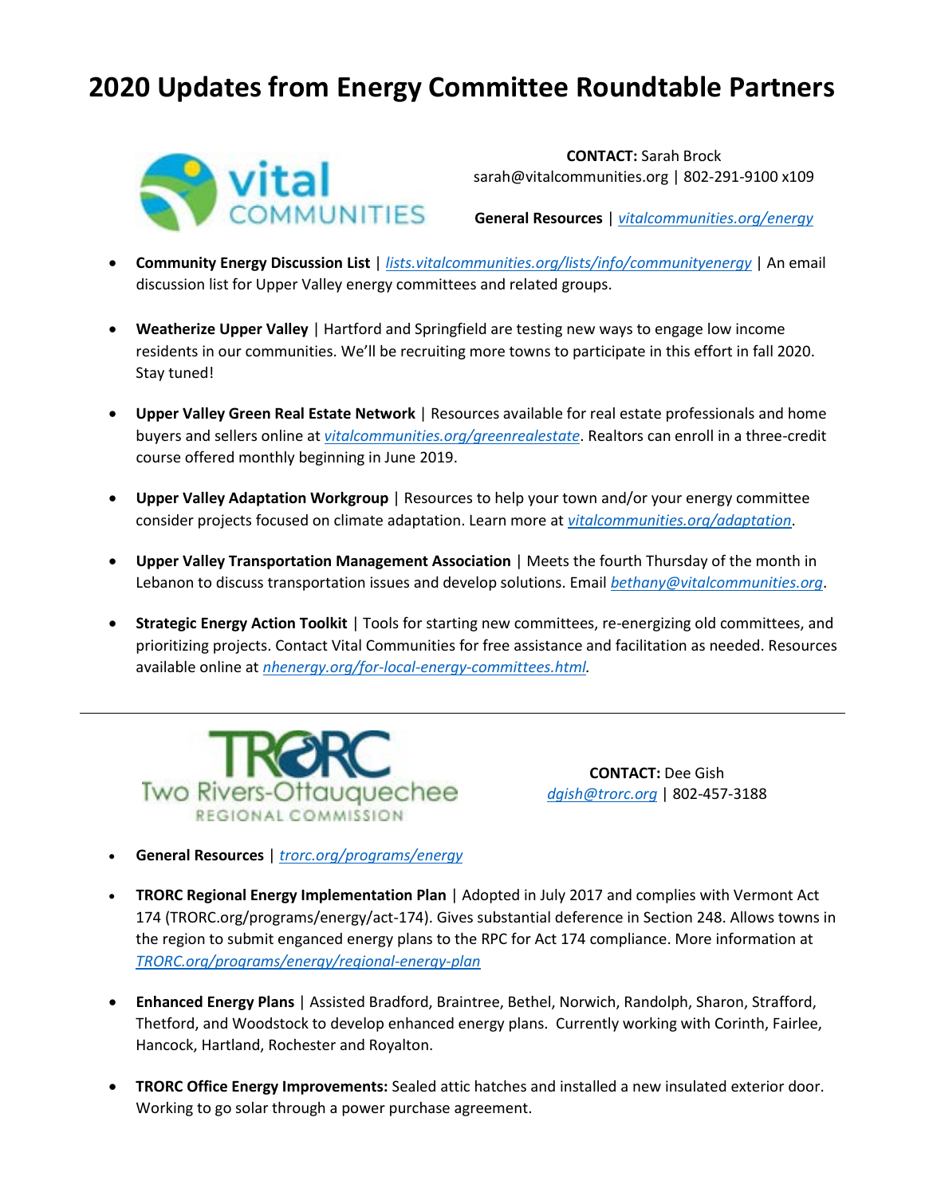# 2020 Updates from Energy Committee Roundtable Partners

**CONTACT:** Sarah Brock
sarah@vitalcommunities.org | 802-291-9100 x109

**General Resources** | *vitalcommunities.org/energy*

- **Community Energy Discussion List** | *lists.vitalcommunities.org/lists/info/communityenergy* | An email discussion list for Upper Valley energy committees and related groups.

- **Weatherize Upper Valley** | Hartford and Springfield are testing new ways to engage low income residents in our communities. We'll be recruiting more towns to participate in this effort in fall 2020. Stay tuned!

- **Upper Valley Green Real Estate Network** | Resources available for real estate professionals and home buyers and sellers online at *vitalcommunities.org/greenrealestate*. Realtors can enroll in a three-credit course offered monthly beginning in June 2019.

- **Upper Valley Adaptation Workgroup** | Resources to help your town and/or your energy committee consider projects focused on climate adaptation. Learn more at *vitalcommunities.org/adaptation*.

- **Upper Valley Transportation Management Association** | Meets the fourth Thursday of the month in Lebanon to discuss transportation issues and develop solutions. Email *bethany@vitalcommunities.org*.

- **Strategic Energy Action Toolkit** | Tools for starting new committees, re-energizing old committees, and prioritizing projects. Contact Vital Communities for free assistance and facilitation as needed. Resources available online at *nhenergy.org/for-local-energy-committees.html*.

---

**CONTACT:** Dee Gish
*dgish@trorc.org* | 802-457-3188

- **General Resources** | *trorc.org/programs/energy*

- **TRORC Regional Energy Implementation Plan** | Adopted in July 2017 and complies with Vermont Act 174 (TRORC.org/programs/energy/act-174). Gives substantial deference in Section 248. Allows towns in the region to submit enganced energy plans to the RPC for Act 174 compliance. More information at *TRORC.org/programs/energy/regional-energy-plan*

- **Enhanced Energy Plans** | Assisted Bradford, Braintree, Bethel, Norwich, Randolph, Sharon, Strafford, Thetford, and Woodstock to develop enhanced energy plans. Currently working with Corinth, Fairlee, Hancock, Hartland, Rochester and Royalton.

- **TRORC Office Energy Improvements:** Sealed attic hatches and installed a new insulated exterior door. Working to go solar through a power purchase agreement.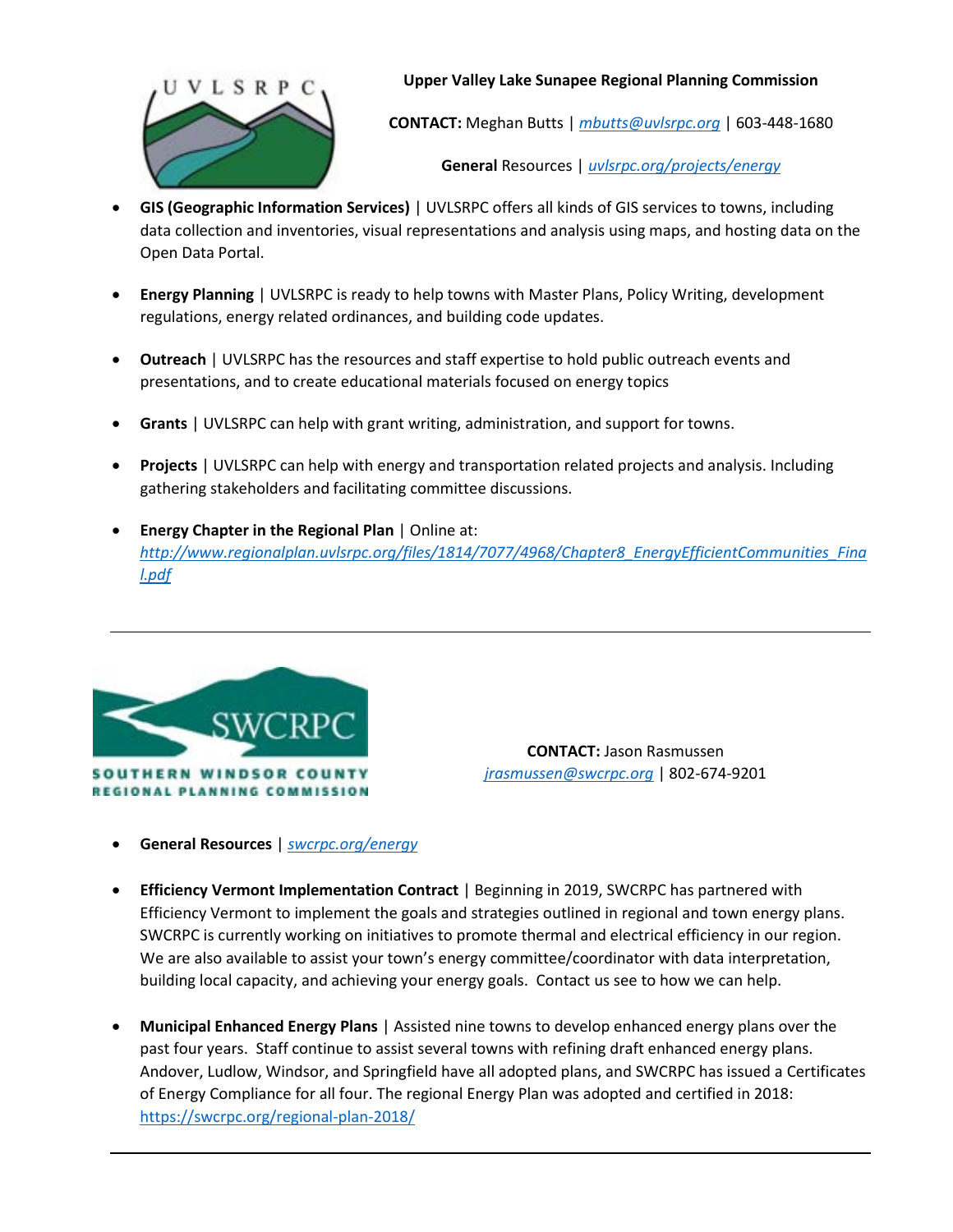**Upper Valley Lake Sunapee Regional Planning Commission**

**CONTACT:** Meghan Butts | *mbutts@uvlsrpc.org* | 603-448-1680

**General** Resources | *uvlsrpc.org/projects/energy*

- **GIS (Geographic Information Services)** | UVLSRPC offers all kinds of GIS services to towns, including data collection and inventories, visual representations and analysis using maps, and hosting data on the Open Data Portal.
- **Energy Planning** | UVLSRPC is ready to help towns with Master Plans, Policy Writing, development regulations, energy related ordinances, and building code updates.
- **Outreach** | UVLSRPC has the resources and staff expertise to hold public outreach events and presentations, and to create educational materials focused on energy topics
- **Grants** | UVLSRPC can help with grant writing, administration, and support for towns.
- **Projects** | UVLSRPC can help with energy and transportation related projects and analysis. Including gathering stakeholders and facilitating committee discussions.
- **Energy Chapter in the Regional Plan** | Online at: *http://www.regionalplan.uvlsrpc.org/files/1814/7077/4968/Chapter8_EnergyEfficientCommunities_Final.pdf*

---

SWCRPC

SOUTHERN WINDSOR COUNTY REGIONAL PLANNING COMMISSION

**CONTACT:** Jason Rasmussen
*jrasmussen@swcrpc.org* | 802-674-9201

- **General Resources** | *swcrpc.org/energy*
- **Efficiency Vermont Implementation Contract** | Beginning in 2019, SWCRPC has partnered with Efficiency Vermont to implement the goals and strategies outlined in regional and town energy plans. SWCRPC is currently working on initiatives to promote thermal and electrical efficiency in our region. We are also available to assist your town's energy committee/coordinator with data interpretation, building local capacity, and achieving your energy goals. Contact us see to how we can help.
- **Municipal Enhanced Energy Plans** | Assisted nine towns to develop enhanced energy plans over the past four years. Staff continue to assist several towns with refining draft enhanced energy plans. Andover, Ludlow, Windsor, and Springfield have all adopted plans, and SWCRPC has issued a Certificates of Energy Compliance for all four. The regional Energy Plan was adopted and certified in 2018: https://swcrpc.org/regional-plan-2018/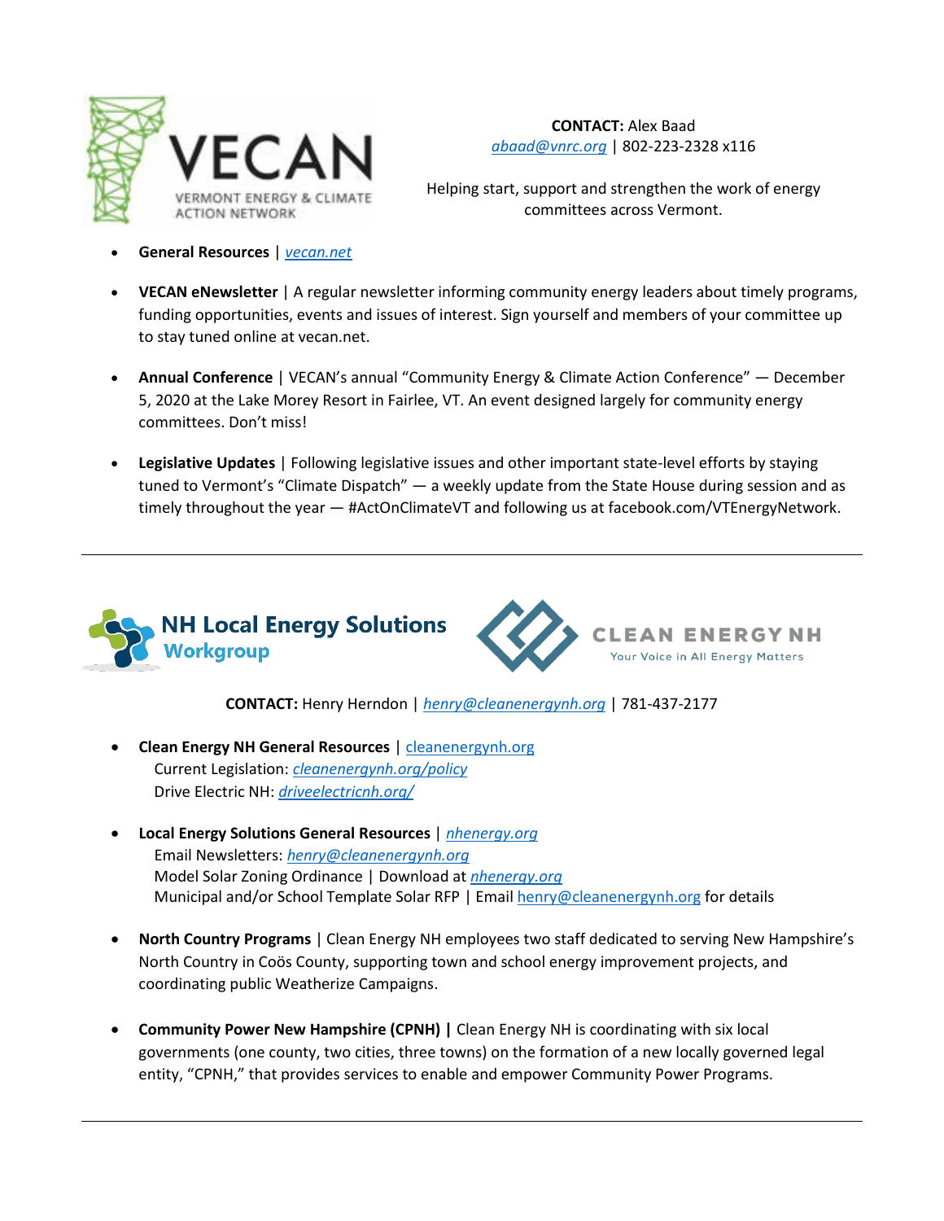**VECAN**
VERMONT ENERGY & CLIMATE ACTION NETWORK

**CONTACT:** Alex Baad
*abaad@vnrc.org* | 802-223-2328 x116

Helping start, support and strengthen the work of energy committees across Vermont.

- **General Resources** | *vecan.net*
- **VECAN eNewsletter** | A regular newsletter informing community energy leaders about timely programs, funding opportunities, events and issues of interest. Sign yourself and members of your committee up to stay tuned online at vecan.net.
- **Annual Conference** | VECAN's annual "Community Energy & Climate Action Conference" — December 5, 2020 at the Lake Morey Resort in Fairlee, VT. An event designed largely for community energy committees. Don't miss!
- **Legislative Updates** | Following legislative issues and other important state-level efforts by staying tuned to Vermont's "Climate Dispatch" — a weekly update from the State House during session and as timely throughout the year — #ActOnClimateVT and following us at facebook.com/VTEnergyNetwork.

---

**NH Local Energy Solutions Workgroup**

**CLEAN ENERGY NH**
Your Voice in All Energy Matters

**CONTACT:** Henry Herndon | *henry@cleanenergynh.org* | 781-437-2177

- **Clean Energy NH General Resources** | cleanenergynh.org
  Current Legislation: *cleanenergynh.org/policy*
  Drive Electric NH: *driveelectricnh.org/*
- **Local Energy Solutions General Resources** | *nhenergy.org*
  Email Newsletters: *henry@cleanenergynh.org*
  Model Solar Zoning Ordinance | Download at *nhenergy.org*
  Municipal and/or School Template Solar RFP | Email henry@cleanenergynh.org for details
- **North Country Programs** | Clean Energy NH employees two staff dedicated to serving New Hampshire's North Country in Coös County, supporting town and school energy improvement projects, and coordinating public Weatherize Campaigns.
- **Community Power New Hampshire (CPNH) |** Clean Energy NH is coordinating with six local governments (one county, two cities, three towns) on the formation of a new locally governed legal entity, "CPNH," that provides services to enable and empower Community Power Programs.

---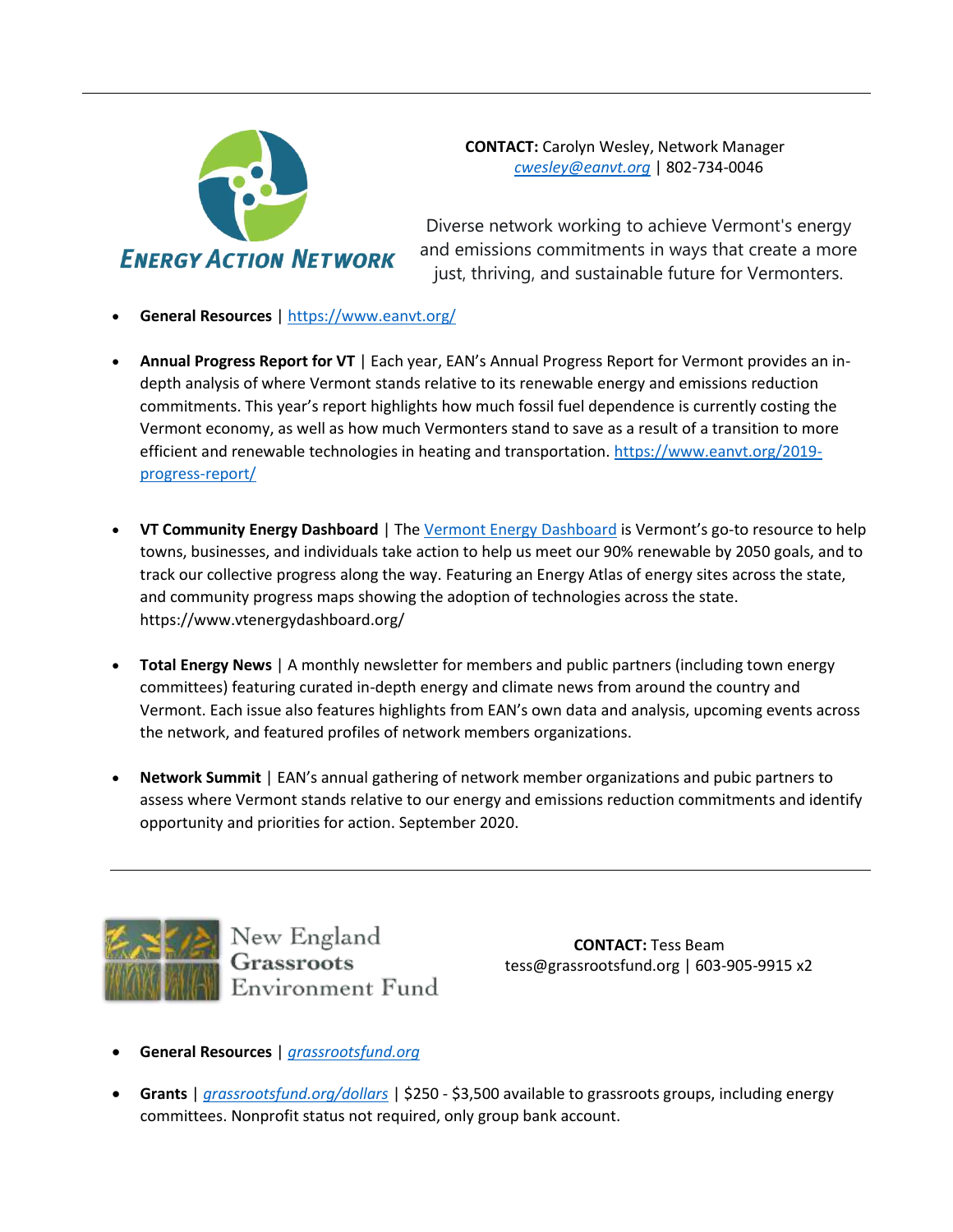---

**ENERGY ACTION NETWORK**

**CONTACT:** Carolyn Wesley, Network Manager
*cwesley@eanvt.org* | 802-734-0046

Diverse network working to achieve Vermont's energy and emissions commitments in ways that create a more just, thriving, and sustainable future for Vermonters.

- **General Resources** | https://www.eanvt.org/
- **Annual Progress Report for VT** | Each year, EAN's Annual Progress Report for Vermont provides an in-depth analysis of where Vermont stands relative to its renewable energy and emissions reduction commitments. This year's report highlights how much fossil fuel dependence is currently costing the Vermont economy, as well as how much Vermonters stand to save as a result of a transition to more efficient and renewable technologies in heating and transportation. https://www.eanvt.org/2019-progress-report/
- **VT Community Energy Dashboard** | The Vermont Energy Dashboard is Vermont's go-to resource to help towns, businesses, and individuals take action to help us meet our 90% renewable by 2050 goals, and to track our collective progress along the way. Featuring an Energy Atlas of energy sites across the state, and community progress maps showing the adoption of technologies across the state. https://www.vtenergydashboard.org/
- **Total Energy News** | A monthly newsletter for members and public partners (including town energy committees) featuring curated in-depth energy and climate news from around the country and Vermont. Each issue also features highlights from EAN's own data and analysis, upcoming events across the network, and featured profiles of network members organizations.
- **Network Summit** | EAN's annual gathering of network member organizations and pubic partners to assess where Vermont stands relative to our energy and emissions reduction commitments and identify opportunity and priorities for action. September 2020.

---

**New England Grassroots Environment Fund**

**CONTACT:** Tess Beam
tess@grassrootsfund.org | 603-905-9915 x2

- **General Resources** | *grassrootsfund.org*
- **Grants** | *grassrootsfund.org/dollars* | $250 - $3,500 available to grassroots groups, including energy committees. Nonprofit status not required, only group bank account.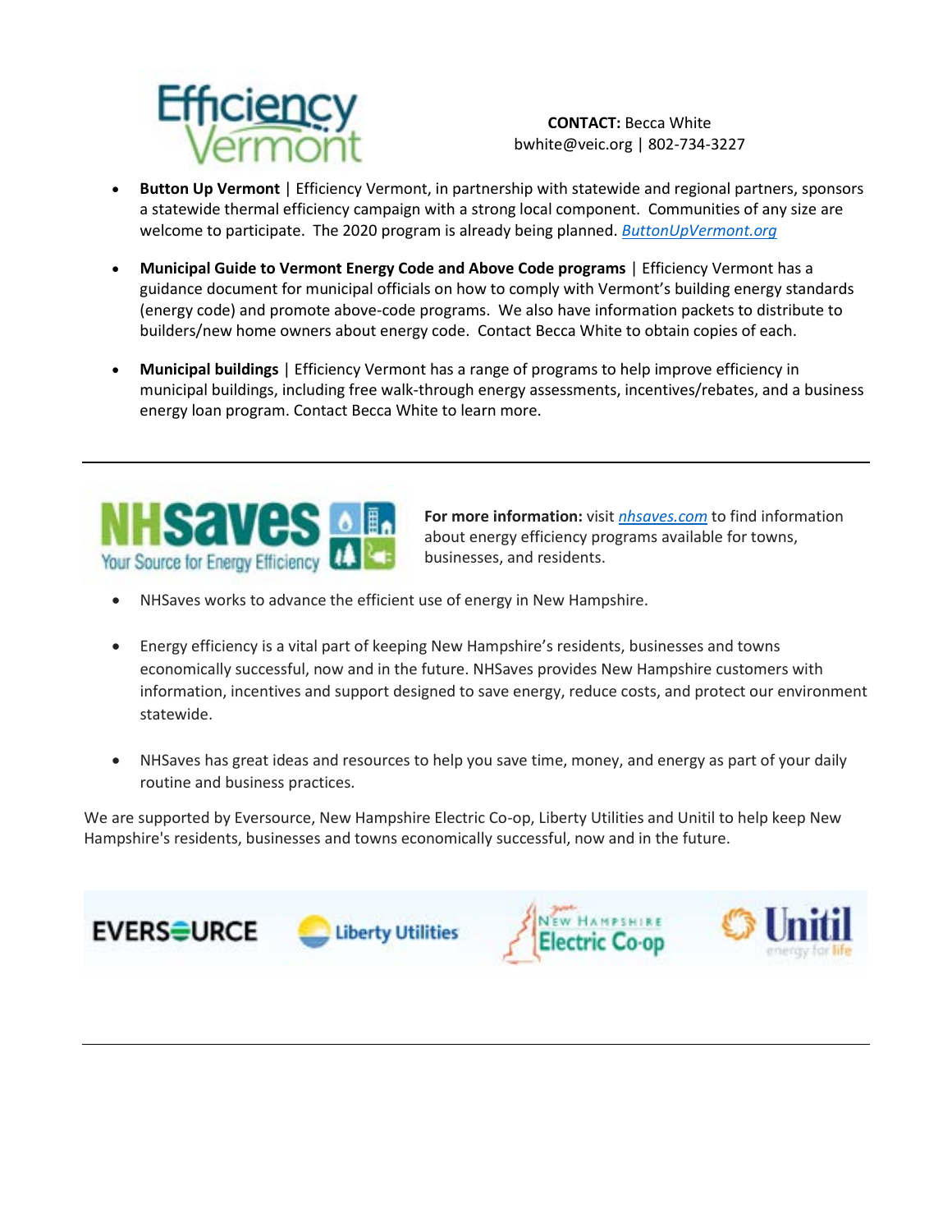**CONTACT:** Becca White
bwhite@veic.org | 802-734-3227

- **Button Up Vermont** | Efficiency Vermont, in partnership with statewide and regional partners, sponsors a statewide thermal efficiency campaign with a strong local component. Communities of any size are welcome to participate. The 2020 program is already being planned. *ButtonUpVermont.org*

- **Municipal Guide to Vermont Energy Code and Above Code programs** | Efficiency Vermont has a guidance document for municipal officials on how to comply with Vermont's building energy standards (energy code) and promote above-code programs. We also have information packets to distribute to builders/new home owners about energy code. Contact Becca White to obtain copies of each.

- **Municipal buildings** | Efficiency Vermont has a range of programs to help improve efficiency in municipal buildings, including free walk-through energy assessments, incentives/rebates, and a business energy loan program. Contact Becca White to learn more.

---

**For more information:** visit *nhsaves.com* to find information about energy efficiency programs available for towns, businesses, and residents.

- NHSaves works to advance the efficient use of energy in New Hampshire.

- Energy efficiency is a vital part of keeping New Hampshire's residents, businesses and towns economically successful, now and in the future. NHSaves provides New Hampshire customers with information, incentives and support designed to save energy, reduce costs, and protect our environment statewide.

- NHSaves has great ideas and resources to help you save time, money, and energy as part of your daily routine and business practices.

We are supported by Eversource, New Hampshire Electric Co-op, Liberty Utilities and Unitil to help keep New Hampshire's residents, businesses and towns economically successful, now and in the future.

---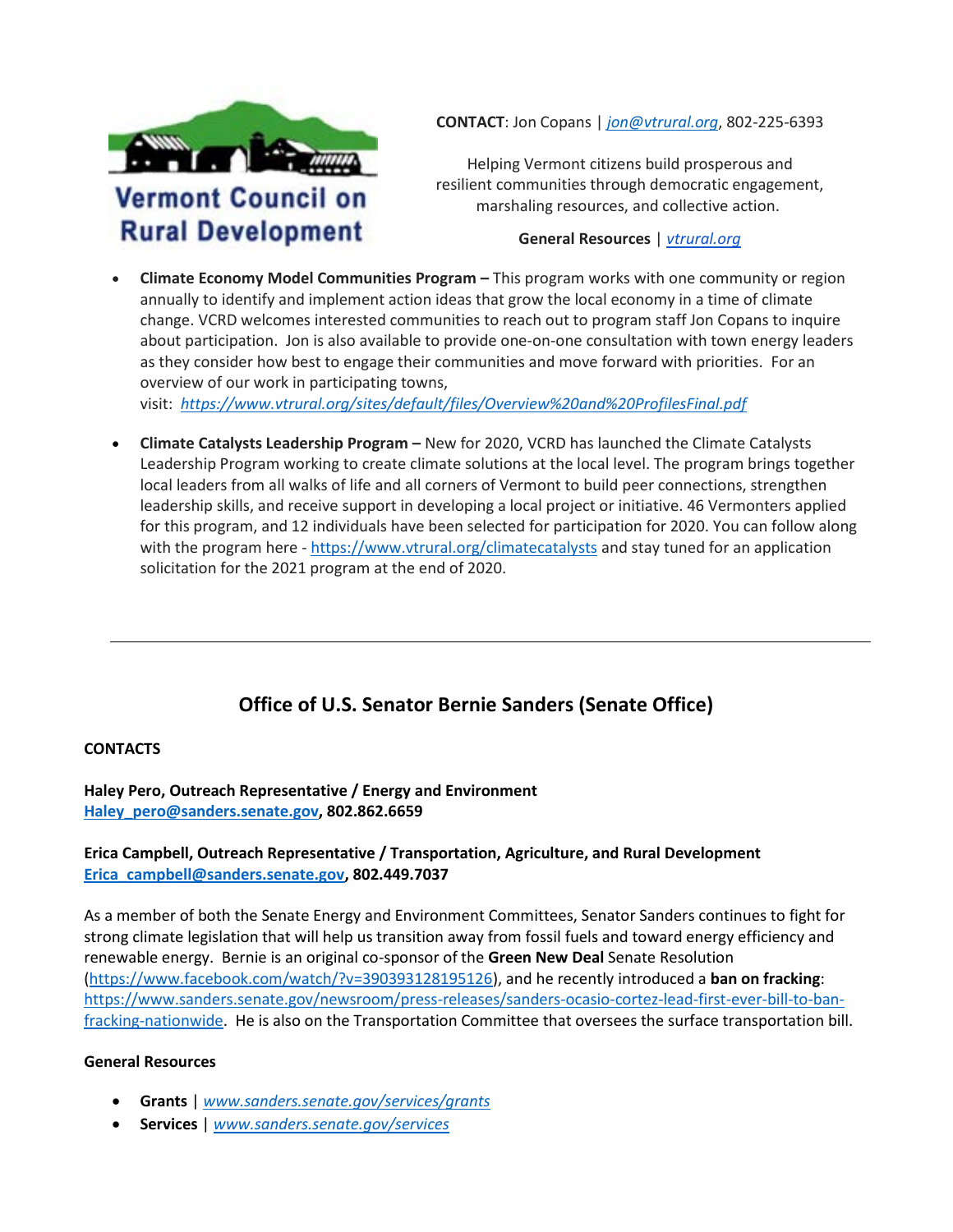Vermont Council on Rural Development

**CONTACT**: Jon Copans | *jon@vtrural.org*, 802-225-6393

Helping Vermont citizens build prosperous and resilient communities through democratic engagement, marshaling resources, and collective action.

**General Resources** | *vtrural.org*

- **Climate Economy Model Communities Program –** This program works with one community or region annually to identify and implement action ideas that grow the local economy in a time of climate change. VCRD welcomes interested communities to reach out to program staff Jon Copans to inquire about participation. Jon is also available to provide one-on-one consultation with town energy leaders as they consider how best to engage their communities and move forward with priorities. For an overview of our work in participating towns, visit: *https://www.vtrural.org/sites/default/files/Overview%20and%20ProfilesFinal.pdf*
- **Climate Catalysts Leadership Program –** New for 2020, VCRD has launched the Climate Catalysts Leadership Program working to create climate solutions at the local level. The program brings together local leaders from all walks of life and all corners of Vermont to build peer connections, strengthen leadership skills, and receive support in developing a local project or initiative. 46 Vermonters applied for this program, and 12 individuals have been selected for participation for 2020. You can follow along with the program here - https://www.vtrural.org/climatecatalysts and stay tuned for an application solicitation for the 2021 program at the end of 2020.

---

## Office of U.S. Senator Bernie Sanders (Senate Office)

**CONTACTS**

**Haley Pero, Outreach Representative / Energy and Environment**
**Haley_pero@sanders.senate.gov, 802.862.6659**

**Erica Campbell, Outreach Representative / Transportation, Agriculture, and Rural Development**
**Erica_campbell@sanders.senate.gov, 802.449.7037**

As a member of both the Senate Energy and Environment Committees, Senator Sanders continues to fight for strong climate legislation that will help us transition away from fossil fuels and toward energy efficiency and renewable energy. Bernie is an original co-sponsor of the **Green New Deal** Senate Resolution (https://www.facebook.com/watch/?v=390393128195126), and he recently introduced a **ban on fracking**: https://www.sanders.senate.gov/newsroom/press-releases/sanders-ocasio-cortez-lead-first-ever-bill-to-ban-fracking-nationwide. He is also on the Transportation Committee that oversees the surface transportation bill.

**General Resources**

- **Grants** | *www.sanders.senate.gov/services/grants*
- **Services** | *www.sanders.senate.gov/services*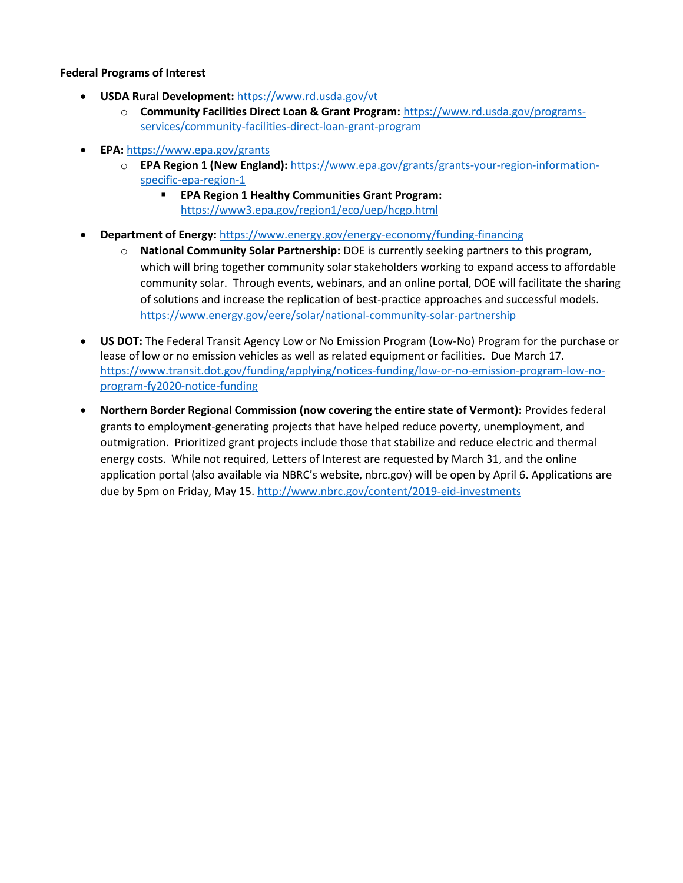**Federal Programs of Interest**

- **USDA Rural Development:** https://www.rd.usda.gov/vt
    - **Community Facilities Direct Loan & Grant Program:** https://www.rd.usda.gov/programs-services/community-facilities-direct-loan-grant-program
- **EPA:** https://www.epa.gov/grants
    - **EPA Region 1 (New England):** https://www.epa.gov/grants/grants-your-region-information-specific-epa-region-1
        - **EPA Region 1 Healthy Communities Grant Program:** https://www3.epa.gov/region1/eco/uep/hcgp.html
- **Department of Energy:** https://www.energy.gov/energy-economy/funding-financing
    - **National Community Solar Partnership:** DOE is currently seeking partners to this program, which will bring together community solar stakeholders working to expand access to affordable community solar. Through events, webinars, and an online portal, DOE will facilitate the sharing of solutions and increase the replication of best-practice approaches and successful models. https://www.energy.gov/eere/solar/national-community-solar-partnership
- **US DOT:** The Federal Transit Agency Low or No Emission Program (Low-No) Program for the purchase or lease of low or no emission vehicles as well as related equipment or facilities. Due March 17. https://www.transit.dot.gov/funding/applying/notices-funding/low-or-no-emission-program-low-no-program-fy2020-notice-funding
- **Northern Border Regional Commission (now covering the entire state of Vermont):** Provides federal grants to employment-generating projects that have helped reduce poverty, unemployment, and outmigration. Prioritized grant projects include those that stabilize and reduce electric and thermal energy costs. While not required, Letters of Interest are requested by March 31, and the online application portal (also available via NBRC's website, nbrc.gov) will be open by April 6. Applications are due by 5pm on Friday, May 15. http://www.nbrc.gov/content/2019-eid-investments